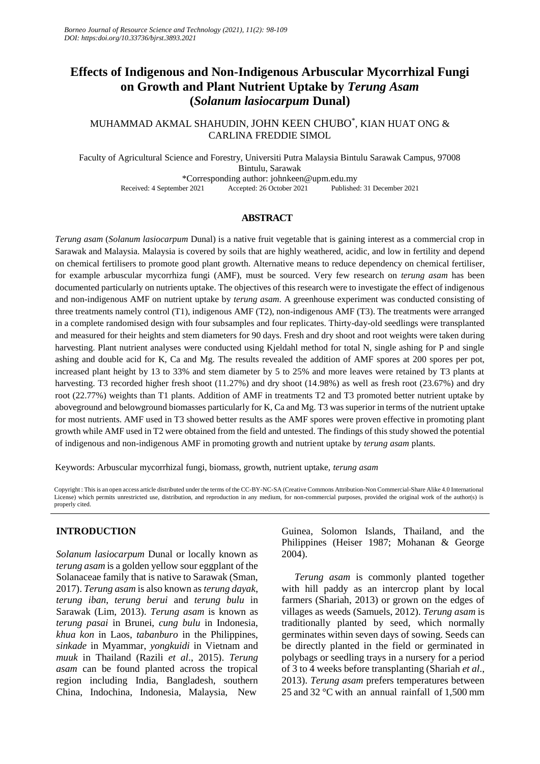# Effects of Indigenous and Non-Indigenous Arbuscular Mycorrhizal Fungi on Growth and Plant Nutrient Uptake by *Terung Asam* (*Solanum lasiocarpum* Dunal)

MUHAMMAD AKMAL SHAHUDIN, JOHN KEEN CHUBO*, KIAN HUAT ONG & CARLINA FREDDIE SIMOL

Faculty of Agricultural Science and Forestry, Universiti Putra Malaysia Bintulu Sarawak Campus, 97008 Bintulu, Sarawak

*Corresponding author: johnkeen@upm.edu.my

Received: 4 September 2021 Accepted: 26 October 2021 Published: 31 December 2021

## ABSTRACT

*Terung asam* (*Solanum lasiocarpum* Dunal) is a native fruit vegetable that is gaining interest as a commercial crop in Sarawak and Malaysia. Malaysia is covered by soils that are highly weathered, acidic, and low in fertility and depend on chemical fertilisers to promote good plant growth. Alternative means to reduce dependency on chemical fertiliser, for example arbuscular mycorrhiza fungi (AMF), must be sourced. Very few research on *terung asam* has been documented particularly on nutrients uptake. The objectives of this research were to investigate the effect of indigenous and non-indigenous AMF on nutrient uptake by *terung asam*. A greenhouse experiment was conducted consisting of three treatments namely control (T1), indigenous AMF (T2), non-indigenous AMF (T3). The treatments were arranged in a complete randomised design with four subsamples and four replicates. Thirty-day-old seedlings were transplanted and measured for their heights and stem diameters for 90 days. Fresh and dry shoot and root weights were taken during harvesting. Plant nutrient analyses were conducted using Kjeldahl method for total N, single ashing for P and single ashing and double acid for K, Ca and Mg. The results revealed the addition of AMF spores at 200 spores per pot, increased plant height by 13 to 33% and stem diameter by 5 to 25% and more leaves were retained by T3 plants at harvesting. T3 recorded higher fresh shoot (11.27%) and dry shoot (14.98%) as well as fresh root (23.67%) and dry root (22.77%) weights than T1 plants. Addition of AMF in treatments T2 and T3 promoted better nutrient uptake by aboveground and belowground biomasses particularly for K, Ca and Mg. T3 was superior in terms of the nutrient uptake for most nutrients. AMF used in T3 showed better results as the AMF spores were proven effective in promoting plant growth while AMF used in T2 were obtained from the field and untested. The findings of this study showed the potential of indigenous and non-indigenous AMF in promoting growth and nutrient uptake by *terung asam* plants.

Keywords: Arbuscular mycorrhizal fungi, biomass, growth, nutrient uptake, *terung asam*

Copyright : This is an open access article distributed under the terms of the CC-BY-NC-SA (Creative Commons Attribution-Non Commercial-Share Alike 4.0 International License) which permits unrestricted use, distribution, and reproduction in any medium, for non-commercial purposes, provided the original work of the author(s) is properly cited.

## INTRODUCTION

*Solanum lasiocarpum* Dunal or locally known as *terung asam* is a golden yellow sour eggplant of the Solanaceae family that is native to Sarawak (Sman, 2017). *Terung asam* is also known as *terung dayak*, *terung iban*, *terung berui* and *terung bulu* in Sarawak (Lim, 2013). *Terung asam* is known as *terung pasai* in Brunei, *cung bulu* in Indonesia, *khua kon* in Laos, *tabanburo* in the Philippines, *sinkade* in Myammar, *yongkuidi* in Vietnam and *muuk* in Thailand (Razili *et al*., 2015). *Terung asam* can be found planted across the tropical region including India, Bangladesh, southern China, Indochina, Indonesia, Malaysia, New Guinea, Solomon Islands, Thailand, and the Philippines (Heiser 1987; Mohanan & George 2004).

*Terung asam* is commonly planted together with hill paddy as an intercrop plant by local farmers (Shariah, 2013) or grown on the edges of villages as weeds (Samuels, 2012). *Terung asam* is traditionally planted by seed, which normally germinates within seven days of sowing. Seeds can be directly planted in the field or germinated in polybags or seedling trays in a nursery for a period of 3 to 4 weeks before transplanting (Shariah *et al*., 2013). *Terung asam* prefers temperatures between 25 and 32 °C with an annual rainfall of 1,500 mm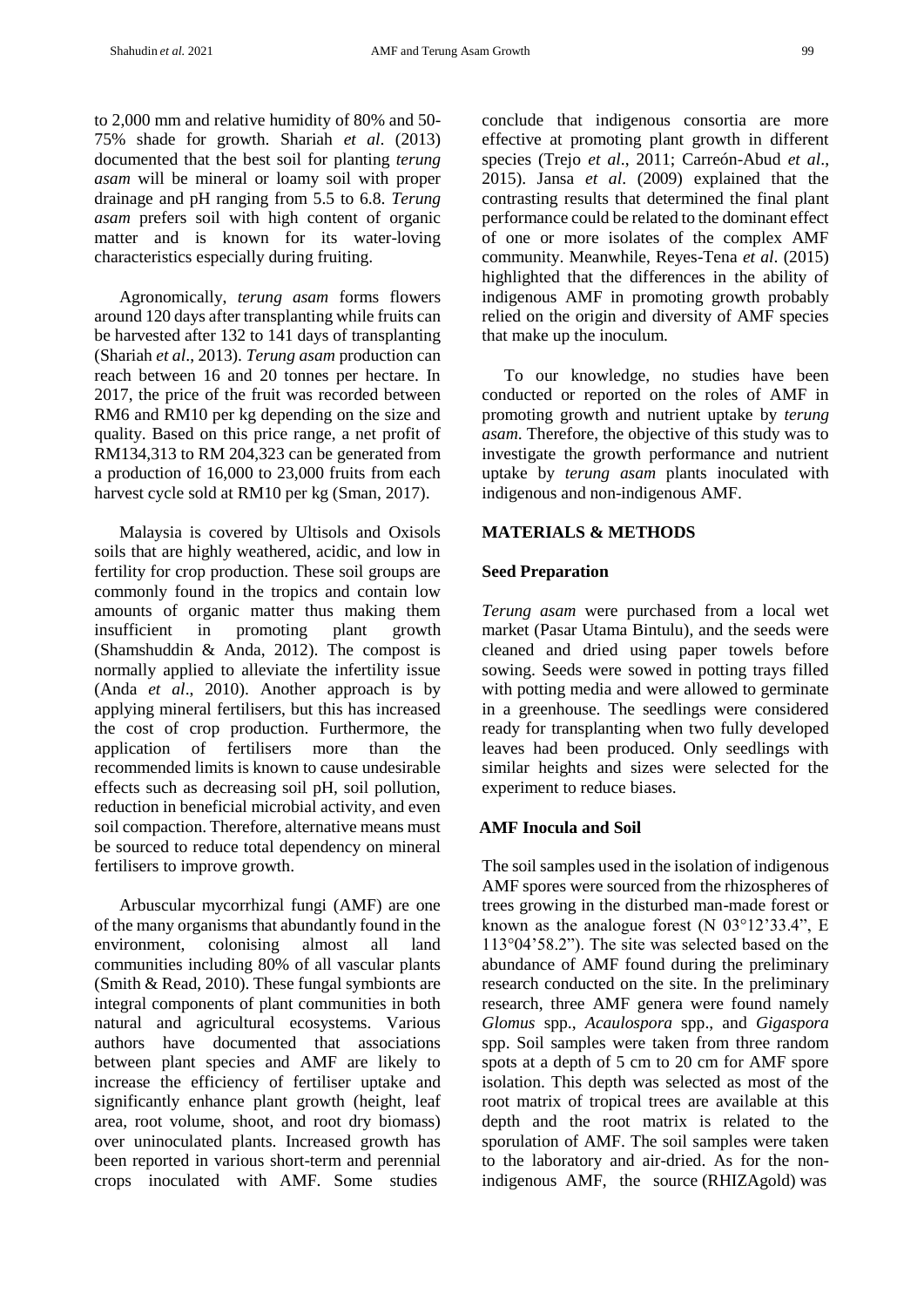to 2,000 mm and relative humidity of 80% and 50-75% shade for growth. Shariah *et al*. (2013) documented that the best soil for planting *terung asam* will be mineral or loamy soil with proper drainage and pH ranging from 5.5 to 6.8. *Terung asam* prefers soil with high content of organic matter and is known for its water-loving characteristics especially during fruiting.

Agronomically, *terung asam* forms flowers around 120 days after transplanting while fruits can be harvested after 132 to 141 days of transplanting (Shariah *et al*., 2013). *Terung asam* production can reach between 16 and 20 tonnes per hectare. In 2017, the price of the fruit was recorded between RM6 and RM10 per kg depending on the size and quality. Based on this price range, a net profit of RM134,313 to RM 204,323 can be generated from a production of 16,000 to 23,000 fruits from each harvest cycle sold at RM10 per kg (Sman, 2017).

Malaysia is covered by Ultisols and Oxisols soils that are highly weathered, acidic, and low in fertility for crop production. These soil groups are commonly found in the tropics and contain low amounts of organic matter thus making them insufficient in promoting plant growth (Shamshuddin & Anda, 2012). The compost is normally applied to alleviate the infertility issue (Anda *et al*., 2010). Another approach is by applying mineral fertilisers, but this has increased the cost of crop production. Furthermore, the application of fertilisers more than the recommended limits is known to cause undesirable effects such as decreasing soil pH, soil pollution, reduction in beneficial microbial activity, and even soil compaction. Therefore, alternative means must be sourced to reduce total dependency on mineral fertilisers to improve growth.

Arbuscular mycorrhizal fungi (AMF) are one of the many organisms that abundantly found in the environment, colonising almost all land communities including 80% of all vascular plants (Smith & Read, 2010). These fungal symbionts are integral components of plant communities in both natural and agricultural ecosystems. Various authors have documented that associations between plant species and AMF are likely to increase the efficiency of fertiliser uptake and significantly enhance plant growth (height, leaf area, root volume, shoot, and root dry biomass) over uninoculated plants. Increased growth has been reported in various short-term and perennial crops inoculated with AMF. Some studies conclude that indigenous consortia are more effective at promoting plant growth in different species (Trejo *et al*., 2011; Carreón-Abud *et al*., 2015). Jansa *et al*. (2009) explained that the contrasting results that determined the final plant performance could be related to the dominant effect of one or more isolates of the complex AMF community. Meanwhile, Reyes-Tena *et al*. (2015) highlighted that the differences in the ability of indigenous AMF in promoting growth probably relied on the origin and diversity of AMF species that make up the inoculum.

To our knowledge, no studies have been conducted or reported on the roles of AMF in promoting growth and nutrient uptake by *terung asam*. Therefore, the objective of this study was to investigate the growth performance and nutrient uptake by *terung asam* plants inoculated with indigenous and non-indigenous AMF.

## MATERIALS & METHODS

### Seed Preparation

*Terung asam* were purchased from a local wet market (Pasar Utama Bintulu), and the seeds were cleaned and dried using paper towels before sowing. Seeds were sowed in potting trays filled with potting media and were allowed to germinate in a greenhouse. The seedlings were considered ready for transplanting when two fully developed leaves had been produced. Only seedlings with similar heights and sizes were selected for the experiment to reduce biases.

### AMF Inocula and Soil

The soil samples used in the isolation of indigenous AMF spores were sourced from the rhizospheres of trees growing in the disturbed man-made forest or known as the analogue forest (N 03°12'33.4", E 113°04'58.2"). The site was selected based on the abundance of AMF found during the preliminary research conducted on the site. In the preliminary research, three AMF genera were found namely *Glomus* spp., *Acaulospora* spp., and *Gigaspora* spp. Soil samples were taken from three random spots at a depth of 5 cm to 20 cm for AMF spore isolation. This depth was selected as most of the root matrix of tropical trees are available at this depth and the root matrix is related to the sporulation of AMF. The soil samples were taken to the laboratory and air-dried. As for the non-indigenous AMF, the source (RHIZAgold) was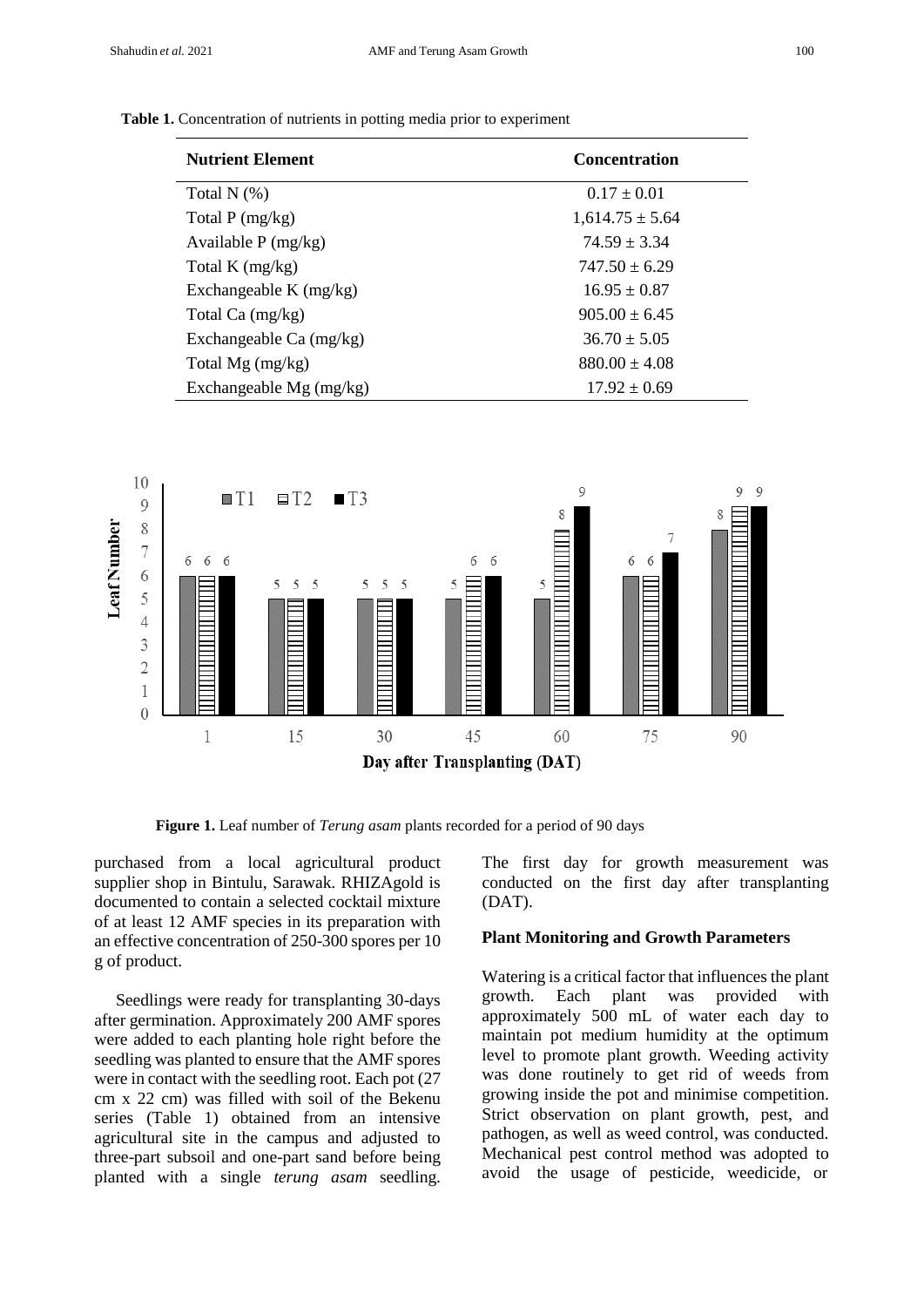**Table 1.** Concentration of nutrients in potting media prior to experiment

| Nutrient Element | Concentration |
|---|---|
| Total N (%) | 0.17 ± 0.01 |
| Total P (mg/kg) | 1,614.75 ± 5.64 |
| Available P (mg/kg) | 74.59 ± 3.34 |
| Total K (mg/kg) | 747.50 ± 6.29 |
| Exchangeable K (mg/kg) | 16.95 ± 0.87 |
| Total Ca (mg/kg) | 905.00 ± 6.45 |
| Exchangeable Ca (mg/kg) | 36.70 ± 5.05 |
| Total Mg (mg/kg) | 880.00 ± 4.08 |
| Exchangeable Mg (mg/kg) | 17.92 ± 0.69 |

**Figure 1.** Leaf number of *Terung asam* plants recorded for a period of 90 days

purchased from a local agricultural product supplier shop in Bintulu, Sarawak. RHIZAgold is documented to contain a selected cocktail mixture of at least 12 AMF species in its preparation with an effective concentration of 250-300 spores per 10 g of product.

Seedlings were ready for transplanting 30-days after germination. Approximately 200 AMF spores were added to each planting hole right before the seedling was planted to ensure that the AMF spores were in contact with the seedling root. Each pot (27 cm x 22 cm) was filled with soil of the Bekenu series (Table 1) obtained from an intensive agricultural site in the campus and adjusted to three-part subsoil and one-part sand before being planted with a single *terung asam* seedling. The first day for growth measurement was conducted on the first day after transplanting (DAT).

### Plant Monitoring and Growth Parameters

Watering is a critical factor that influences the plant growth. Each plant was provided with approximately 500 mL of water each day to maintain pot medium humidity at the optimum level to promote plant growth. Weeding activity was done routinely to get rid of weeds from growing inside the pot and minimise competition. Strict observation on plant growth, pest, and pathogen, as well as weed control, was conducted. Mechanical pest control method was adopted to avoid the usage of pesticide, weedicide, or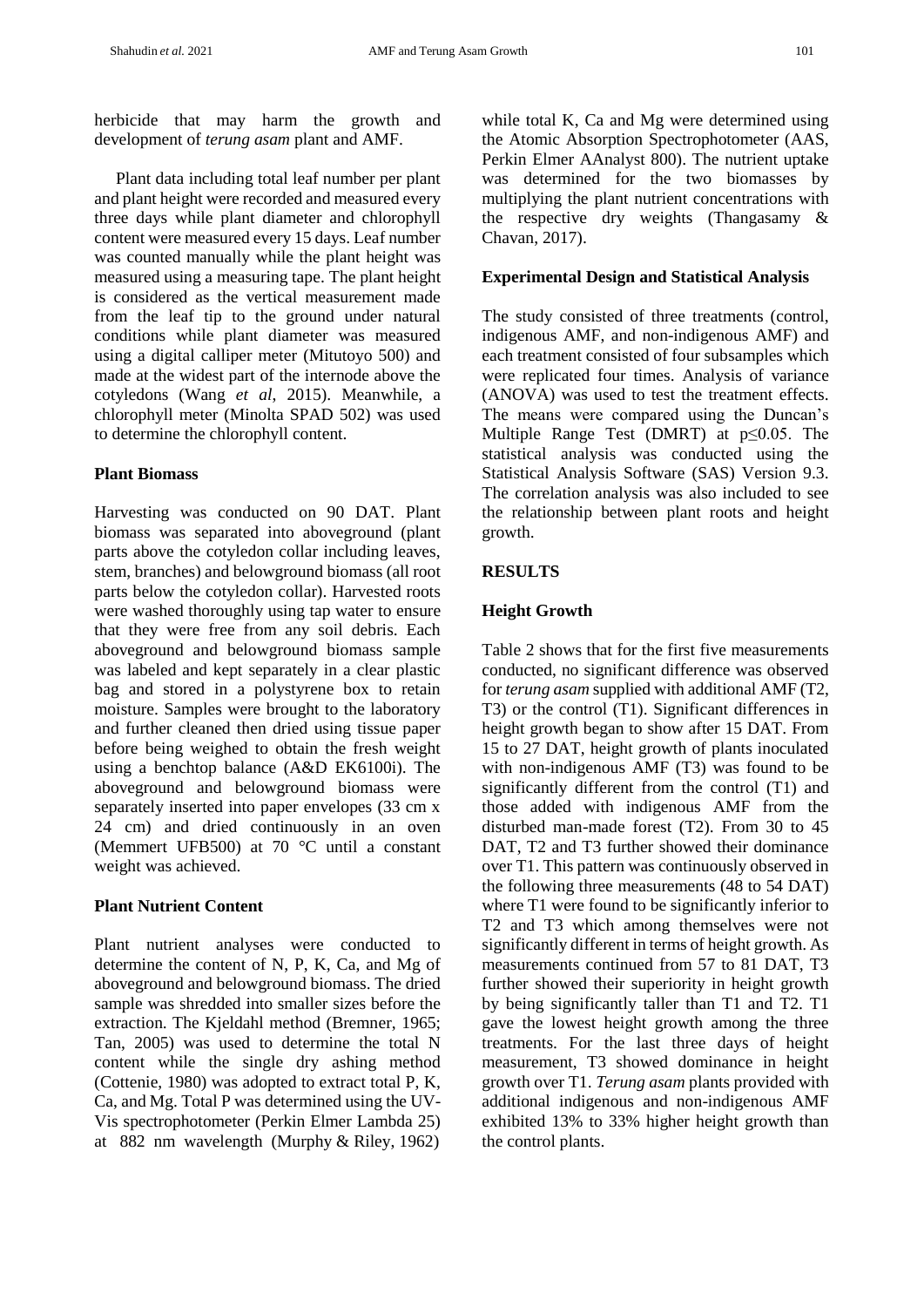herbicide that may harm the growth and development of *terung asam* plant and AMF.

Plant data including total leaf number per plant and plant height were recorded and measured every three days while plant diameter and chlorophyll content were measured every 15 days. Leaf number was counted manually while the plant height was measured using a measuring tape. The plant height is considered as the vertical measurement made from the leaf tip to the ground under natural conditions while plant diameter was measured using a digital calliper meter (Mitutoyo 500) and made at the widest part of the internode above the cotyledons (Wang *et al*, 2015). Meanwhile, a chlorophyll meter (Minolta SPAD 502) was used to determine the chlorophyll content.

### Plant Biomass

Harvesting was conducted on 90 DAT. Plant biomass was separated into aboveground (plant parts above the cotyledon collar including leaves, stem, branches) and belowground biomass (all root parts below the cotyledon collar). Harvested roots were washed thoroughly using tap water to ensure that they were free from any soil debris. Each aboveground and belowground biomass sample was labeled and kept separately in a clear plastic bag and stored in a polystyrene box to retain moisture. Samples were brought to the laboratory and further cleaned then dried using tissue paper before being weighed to obtain the fresh weight using a benchtop balance (A&D EK6100i). The aboveground and belowground biomass were separately inserted into paper envelopes (33 cm x 24 cm) and dried continuously in an oven (Memmert UFB500) at 70 °C until a constant weight was achieved.

### Plant Nutrient Content

Plant nutrient analyses were conducted to determine the content of N, P, K, Ca, and Mg of aboveground and belowground biomass. The dried sample was shredded into smaller sizes before the extraction. The Kjeldahl method (Bremner, 1965; Tan, 2005) was used to determine the total N content while the single dry ashing method (Cottenie, 1980) was adopted to extract total P, K, Ca, and Mg. Total P was determined using the UV-Vis spectrophotometer (Perkin Elmer Lambda 25) at 882 nm wavelength (Murphy & Riley, 1962) while total K, Ca and Mg were determined using the Atomic Absorption Spectrophotometer (AAS, Perkin Elmer AAnalyst 800). The nutrient uptake was determined for the two biomasses by multiplying the plant nutrient concentrations with the respective dry weights (Thangasamy & Chavan, 2017).

### Experimental Design and Statistical Analysis

The study consisted of three treatments (control, indigenous AMF, and non-indigenous AMF) and each treatment consisted of four subsamples which were replicated four times. Analysis of variance (ANOVA) was used to test the treatment effects. The means were compared using the Duncan's Multiple Range Test (DMRT) at $p \leq 0.05$. The statistical analysis was conducted using the Statistical Analysis Software (SAS) Version 9.3. The correlation analysis was also included to see the relationship between plant roots and height growth.

## RESULTS

### Height Growth

Table 2 shows that for the first five measurements conducted, no significant difference was observed for *terung asam* supplied with additional AMF (T2, T3) or the control (T1). Significant differences in height growth began to show after 15 DAT. From 15 to 27 DAT, height growth of plants inoculated with non-indigenous AMF (T3) was found to be significantly different from the control (T1) and those added with indigenous AMF from the disturbed man-made forest (T2). From 30 to 45 DAT, T2 and T3 further showed their dominance over T1. This pattern was continuously observed in the following three measurements (48 to 54 DAT) where T1 were found to be significantly inferior to T2 and T3 which among themselves were not significantly different in terms of height growth. As measurements continued from 57 to 81 DAT, T3 further showed their superiority in height growth by being significantly taller than T1 and T2. T1 gave the lowest height growth among the three treatments. For the last three days of height measurement, T3 showed dominance in height growth over T1. *Terung asam* plants provided with additional indigenous and non-indigenous AMF exhibited 13% to 33% higher height growth than the control plants.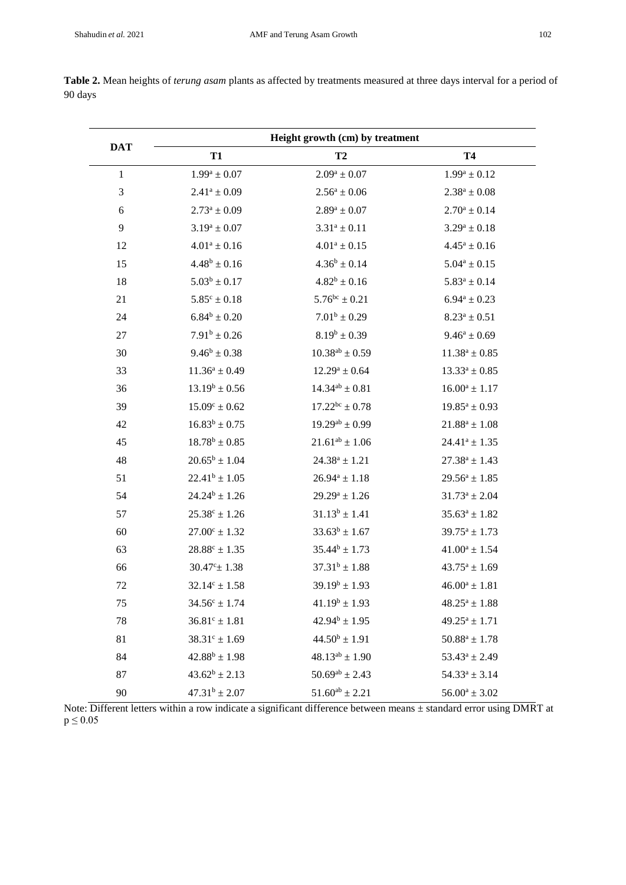**Table 2.** Mean heights of *terung asam* plants as affected by treatments measured at three days interval for a period of 90 days

| DAT | Height growth (cm) by treatment | | |
|---|---|---|---|
| | T1 | T2 | T4 |
| 1 | $1.99^{a} \pm 0.07$ | $2.09^{a} \pm 0.07$ | $1.99^{a} \pm 0.12$ |
| 3 | $2.41^{a} \pm 0.09$ | $2.56^{a} \pm 0.06$ | $2.38^{a} \pm 0.08$ |
| 6 | $2.73^{a} \pm 0.09$ | $2.89^{a} \pm 0.07$ | $2.70^{a} \pm 0.14$ |
| 9 | $3.19^{a} \pm 0.07$ | $3.31^{a} \pm 0.11$ | $3.29^{a} \pm 0.18$ |
| 12 | $4.01^{a} \pm 0.16$ | $4.01^{a} \pm 0.15$ | $4.45^{a} \pm 0.16$ |
| 15 | $4.48^{b} \pm 0.16$ | $4.36^{b} \pm 0.14$ | $5.04^{a} \pm 0.15$ |
| 18 | $5.03^{b} \pm 0.17$ | $4.82^{b} \pm 0.16$ | $5.83^{a} \pm 0.14$ |
| 21 | $5.85^{c} \pm 0.18$ | $5.76^{bc} \pm 0.21$ | $6.94^{a} \pm 0.23$ |
| 24 | $6.84^{b} \pm 0.20$ | $7.01^{b} \pm 0.29$ | $8.23^{a} \pm 0.51$ |
| 27 | $7.91^{b} \pm 0.26$ | $8.19^{b} \pm 0.39$ | $9.46^{a} \pm 0.69$ |
| 30 | $9.46^{b} \pm 0.38$ | $10.38^{ab} \pm 0.59$ | $11.38^{a} \pm 0.85$ |
| 33 | $11.36^{a} \pm 0.49$ | $12.29^{a} \pm 0.64$ | $13.33^{a} \pm 0.85$ |
| 36 | $13.19^{b} \pm 0.56$ | $14.34^{ab} \pm 0.81$ | $16.00^{a} \pm 1.17$ |
| 39 | $15.09^{c} \pm 0.62$ | $17.22^{bc} \pm 0.78$ | $19.85^{a} \pm 0.93$ |
| 42 | $16.83^{b} \pm 0.75$ | $19.29^{ab} \pm 0.99$ | $21.88^{a} \pm 1.08$ |
| 45 | $18.78^{b} \pm 0.85$ | $21.61^{ab} \pm 1.06$ | $24.41^{a} \pm 1.35$ |
| 48 | $20.65^{b} \pm 1.04$ | $24.38^{a} \pm 1.21$ | $27.38^{a} \pm 1.43$ |
| 51 | $22.41^{b} \pm 1.05$ | $26.94^{a} \pm 1.18$ | $29.56^{a} \pm 1.85$ |
| 54 | $24.24^{b} \pm 1.26$ | $29.29^{a} \pm 1.26$ | $31.73^{a} \pm 2.04$ |
| 57 | $25.38^{c} \pm 1.26$ | $31.13^{b} \pm 1.41$ | $35.63^{a} \pm 1.82$ |
| 60 | $27.00^{c} \pm 1.32$ | $33.63^{b} \pm 1.67$ | $39.75^{a} \pm 1.73$ |
| 63 | $28.88^{c} \pm 1.35$ | $35.44^{b} \pm 1.73$ | $41.00^{a} \pm 1.54$ |
| 66 | $30.47^{c} \pm 1.38$ | $37.31^{b} \pm 1.88$ | $43.75^{a} \pm 1.69$ |
| 72 | $32.14^{c} \pm 1.58$ | $39.19^{b} \pm 1.93$ | $46.00^{a} \pm 1.81$ |
| 75 | $34.56^{c} \pm 1.74$ | $41.19^{b} \pm 1.93$ | $48.25^{a} \pm 1.88$ |
| 78 | $36.81^{c} \pm 1.81$ | $42.94^{b} \pm 1.95$ | $49.25^{a} \pm 1.71$ |
| 81 | $38.31^{c} \pm 1.69$ | $44.50^{b} \pm 1.91$ | $50.88^{a} \pm 1.78$ |
| 84 | $42.88^{b} \pm 1.98$ | $48.13^{ab} \pm 1.90$ | $53.43^{a} \pm 2.49$ |
| 87 | $43.62^{b} \pm 2.13$ | $50.69^{ab} \pm 2.43$ | $54.33^{a} \pm 3.14$ |
| 90 | $47.31^{b} \pm 2.07$ | $51.60^{ab} \pm 2.21$ | $56.00^{a} \pm 3.02$ |

Note: Different letters within a row indicate a significant difference between means ± standard error using DMRT at $p \leq 0.05$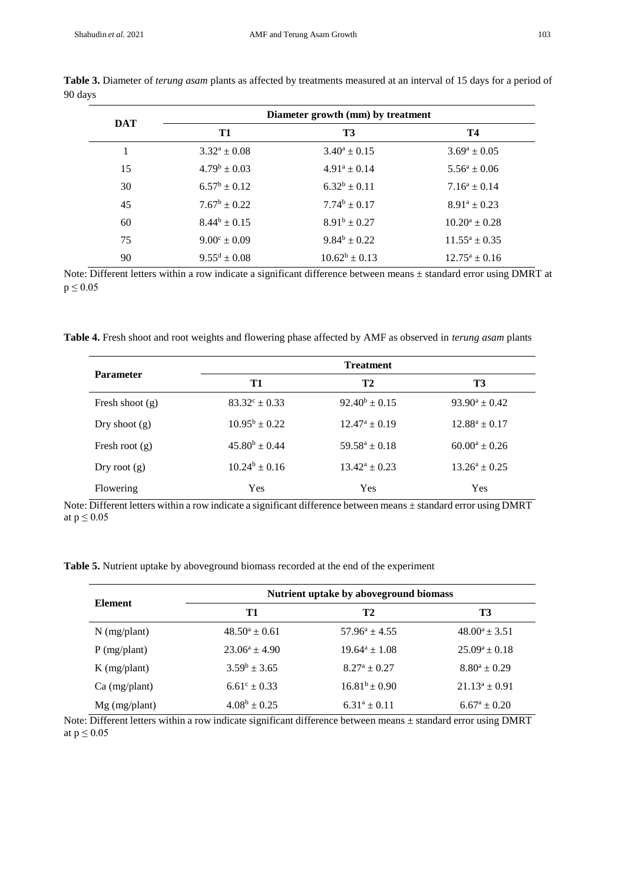**Table 3.** Diameter of *terung asam* plants as affected by treatments measured at an interval of 15 days for a period of 90 days

| DAT | Diameter growth (mm) by treatment | | |
|---|---|---|---|
| | T1 | T3 | T4 |
| 1 | $3.32^a \pm 0.08$ | $3.40^a \pm 0.15$ | $3.69^a \pm 0.05$ |
| 15 | $4.79^b \pm 0.03$ | $4.91^a \pm 0.14$ | $5.56^a \pm 0.06$ |
| 30 | $6.57^b \pm 0.12$ | $6.32^b \pm 0.11$ | $7.16^a \pm 0.14$ |
| 45 | $7.67^b \pm 0.22$ | $7.74^b \pm 0.17$ | $8.91^a \pm 0.23$ |
| 60 | $8.44^b \pm 0.15$ | $8.91^b \pm 0.27$ | $10.20^a \pm 0.28$ |
| 75 | $9.00^c \pm 0.09$ | $9.84^b \pm 0.22$ | $11.55^a \pm 0.35$ |
| 90 | $9.55^d \pm 0.08$ | $10.62^b \pm 0.13$ | $12.75^a \pm 0.16$ |

Note: Different letters within a row indicate a significant difference between means ± standard error using DMRT at $p \leq 0.05$

**Table 4.** Fresh shoot and root weights and flowering phase affected by AMF as observed in *terung asam* plants

| Parameter | Treatment | | |
|---|---|---|---|
| | T1 | T2 | T3 |
| Fresh shoot (g) | $83.32^c \pm 0.33$ | $92.40^b \pm 0.15$ | $93.90^a \pm 0.42$ |
| Dry shoot (g) | $10.95^b \pm 0.22$ | $12.47^a \pm 0.19$ | $12.88^a \pm 0.17$ |
| Fresh root (g) | $45.80^b \pm 0.44$ | $59.58^a \pm 0.18$ | $60.00^a \pm 0.26$ |
| Dry root (g) | $10.24^b \pm 0.16$ | $13.42^a \pm 0.23$ | $13.26^a \pm 0.25$ |
| Flowering | Yes | Yes | Yes |

Note: Different letters within a row indicate a significant difference between means ± standard error using DMRT at $p \leq 0.05$

**Table 5.** Nutrient uptake by aboveground biomass recorded at the end of the experiment

| Element | Nutrient uptake by aboveground biomass | | |
|---|---|---|---|
| | T1 | T2 | T3 |
| N (mg/plant) | $48.50^a \pm 0.61$ | $57.96^a \pm 4.55$ | $48.00^a \pm 3.51$ |
| P (mg/plant) | $23.06^a \pm 4.90$ | $19.64^a \pm 1.08$ | $25.09^a \pm 0.18$ |
| K (mg/plant) | $3.59^b \pm 3.65$ | $8.27^a \pm 0.27$ | $8.80^a \pm 0.29$ |
| Ca (mg/plant) | $6.61^c \pm 0.33$ | $16.81^b \pm 0.90$ | $21.13^a \pm 0.91$ |
| Mg (mg/plant) | $4.08^b \pm 0.25$ | $6.31^a \pm 0.11$ | $6.67^a \pm 0.20$ |

Note: Different letters within a row indicate significant difference between means ± standard error using DMRT at $p \leq 0.05$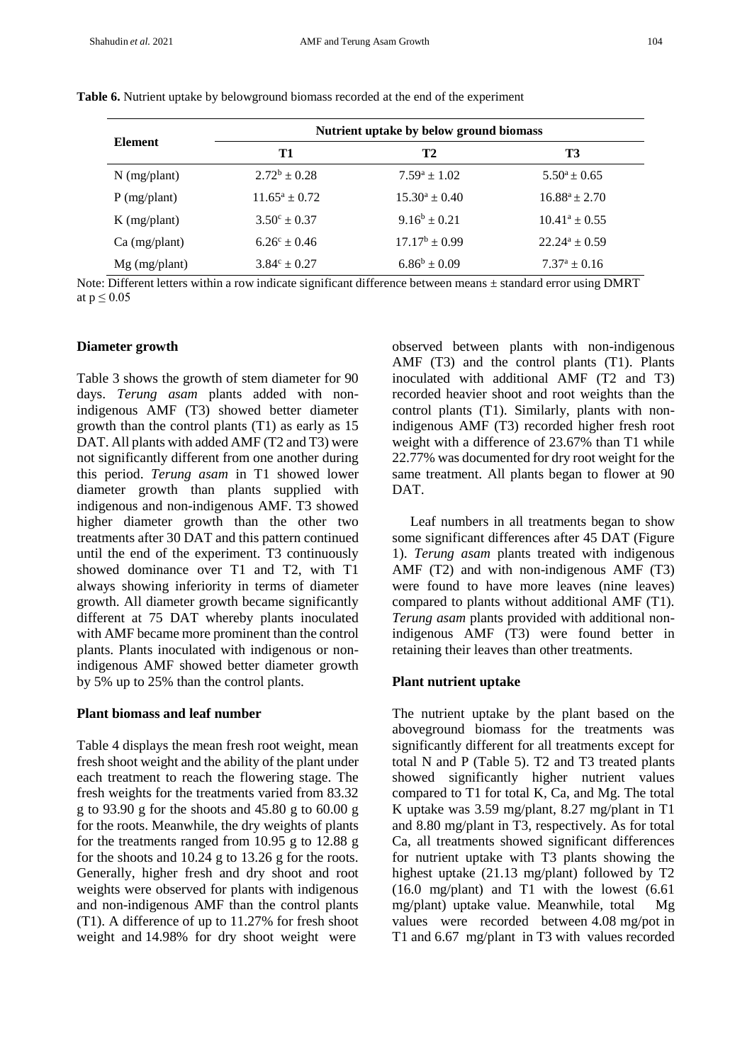**Table 6.** Nutrient uptake by belowground biomass recorded at the end of the experiment

| Element | Nutrient uptake by below ground biomass | | |
|---|---|---|---|
| | **T1** | **T2** | **T3** |
| N (mg/plant) | $2.72^{b} \pm 0.28$ | $7.59^{a} \pm 1.02$ | $5.50^{a} \pm 0.65$ |
| P (mg/plant) | $11.65^{a} \pm 0.72$ | $15.30^{a} \pm 0.40$ | $16.88^{a} \pm 2.70$ |
| K (mg/plant) | $3.50^{c} \pm 0.37$ | $9.16^{b} \pm 0.21$ | $10.41^{a} \pm 0.55$ |
| Ca (mg/plant) | $6.26^{c} \pm 0.46$ | $17.17^{b} \pm 0.99$ | $22.24^{a} \pm 0.59$ |
| Mg (mg/plant) | $3.84^{c} \pm 0.27$ | $6.86^{b} \pm 0.09$ | $7.37^{a} \pm 0.16$ |

Note: Different letters within a row indicate significant difference between means ± standard error using DMRT at $p \leq 0.05$

### Diameter growth

Table 3 shows the growth of stem diameter for 90 days. *Terung asam* plants added with non-indigenous AMF (T3) showed better diameter growth than the control plants (T1) as early as 15 DAT. All plants with added AMF (T2 and T3) were not significantly different from one another during this period. *Terung asam* in T1 showed lower diameter growth than plants supplied with indigenous and non-indigenous AMF. T3 showed higher diameter growth than the other two treatments after 30 DAT and this pattern continued until the end of the experiment. T3 continuously showed dominance over T1 and T2, with T1 always showing inferiority in terms of diameter growth. All diameter growth became significantly different at 75 DAT whereby plants inoculated with AMF became more prominent than the control plants. Plants inoculated with indigenous or non-indigenous AMF showed better diameter growth by 5% up to 25% than the control plants.

### Plant biomass and leaf number

Table 4 displays the mean fresh root weight, mean fresh shoot weight and the ability of the plant under each treatment to reach the flowering stage. The fresh weights for the treatments varied from 83.32 g to 93.90 g for the shoots and 45.80 g to 60.00 g for the roots. Meanwhile, the dry weights of plants for the treatments ranged from 10.95 g to 12.88 g for the shoots and 10.24 g to 13.26 g for the roots. Generally, higher fresh and dry shoot and root weights were observed for plants with indigenous and non-indigenous AMF than the control plants (T1). A difference of up to 11.27% for fresh shoot weight and 14.98% for dry shoot weight were observed between plants with non-indigenous AMF (T3) and the control plants (T1). Plants inoculated with additional AMF (T2 and T3) recorded heavier shoot and root weights than the control plants (T1). Similarly, plants with non-indigenous AMF (T3) recorded higher fresh root weight with a difference of 23.67% than T1 while 22.77% was documented for dry root weight for the same treatment. All plants began to flower at 90 DAT.

Leaf numbers in all treatments began to show some significant differences after 45 DAT (Figure 1). *Terung asam* plants treated with indigenous AMF (T2) and with non-indigenous AMF (T3) were found to have more leaves (nine leaves) compared to plants without additional AMF (T1). *Terung asam* plants provided with additional non-indigenous AMF (T3) were found better in retaining their leaves than other treatments.

### Plant nutrient uptake

The nutrient uptake by the plant based on the aboveground biomass for the treatments was significantly different for all treatments except for total N and P (Table 5). T2 and T3 treated plants showed significantly higher nutrient values compared to T1 for total K, Ca, and Mg. The total K uptake was 3.59 mg/plant, 8.27 mg/plant in T1 and 8.80 mg/plant in T3, respectively. As for total Ca, all treatments showed significant differences for nutrient uptake with T3 plants showing the highest uptake (21.13 mg/plant) followed by T2 (16.0 mg/plant) and T1 with the lowest (6.61 mg/plant) uptake value. Meanwhile, total Mg values were recorded between 4.08 mg/pot in T1 and 6.67 mg/plant in T3 with values recorded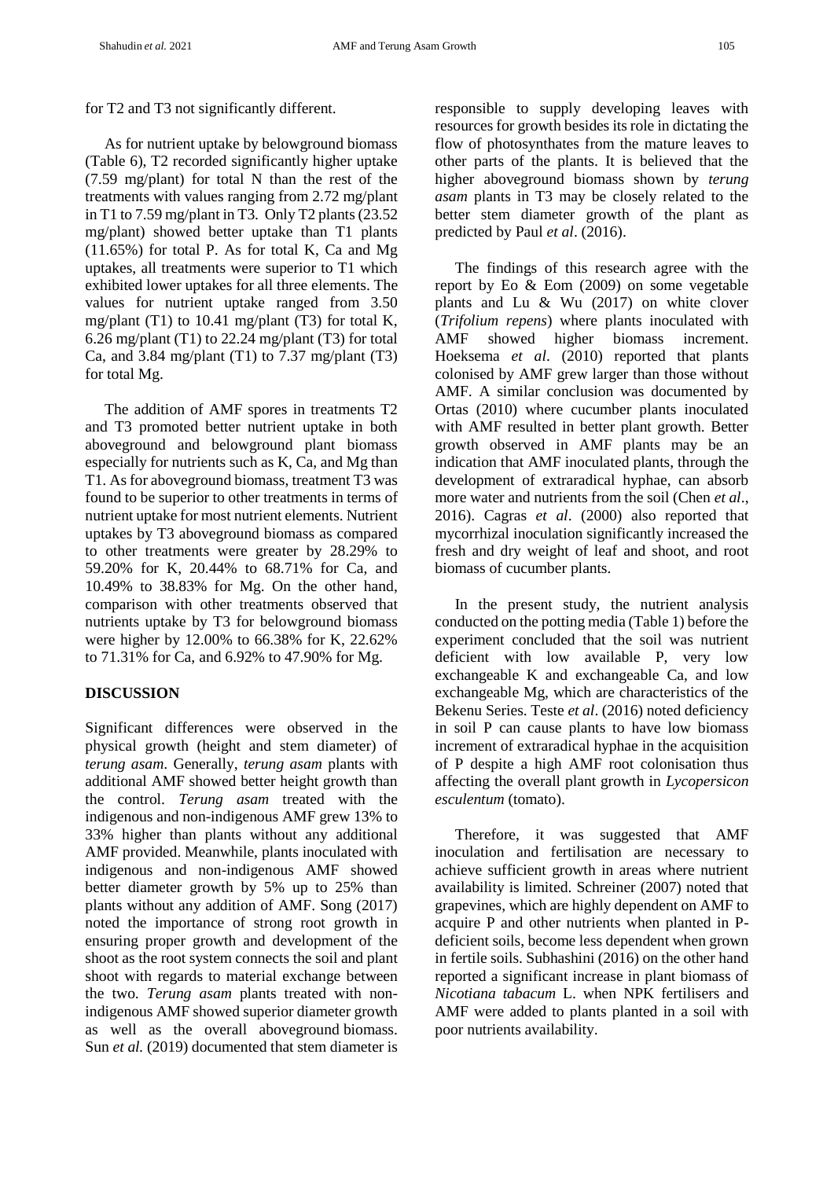for T2 and T3 not significantly different.

As for nutrient uptake by belowground biomass (Table 6), T2 recorded significantly higher uptake (7.59 mg/plant) for total N than the rest of the treatments with values ranging from 2.72 mg/plant in T1 to 7.59 mg/plant in T3. Only T2 plants (23.52 mg/plant) showed better uptake than T1 plants (11.65%) for total P. As for total K, Ca and Mg uptakes, all treatments were superior to T1 which exhibited lower uptakes for all three elements. The values for nutrient uptake ranged from 3.50 mg/plant (T1) to 10.41 mg/plant (T3) for total K, 6.26 mg/plant (T1) to 22.24 mg/plant (T3) for total Ca, and 3.84 mg/plant (T1) to 7.37 mg/plant (T3) for total Mg.

The addition of AMF spores in treatments T2 and T3 promoted better nutrient uptake in both aboveground and belowground plant biomass especially for nutrients such as K, Ca, and Mg than T1. As for aboveground biomass, treatment T3 was found to be superior to other treatments in terms of nutrient uptake for most nutrient elements. Nutrient uptakes by T3 aboveground biomass as compared to other treatments were greater by 28.29% to 59.20% for K, 20.44% to 68.71% for Ca, and 10.49% to 38.83% for Mg. On the other hand, comparison with other treatments observed that nutrients uptake by T3 for belowground biomass were higher by 12.00% to 66.38% for K, 22.62% to 71.31% for Ca, and 6.92% to 47.90% for Mg.

## DISCUSSION

Significant differences were observed in the physical growth (height and stem diameter) of *terung asam*. Generally, *terung asam* plants with additional AMF showed better height growth than the control. *Terung asam* treated with the indigenous and non-indigenous AMF grew 13% to 33% higher than plants without any additional AMF provided. Meanwhile, plants inoculated with indigenous and non-indigenous AMF showed better diameter growth by 5% up to 25% than plants without any addition of AMF. Song (2017) noted the importance of strong root growth in ensuring proper growth and development of the shoot as the root system connects the soil and plant shoot with regards to material exchange between the two. *Terung asam* plants treated with non-indigenous AMF showed superior diameter growth as well as the overall aboveground biomass. Sun *et al.* (2019) documented that stem diameter is responsible to supply developing leaves with resources for growth besides its role in dictating the flow of photosynthates from the mature leaves to other parts of the plants. It is believed that the higher aboveground biomass shown by *terung asam* plants in T3 may be closely related to the better stem diameter growth of the plant as predicted by Paul *et al*. (2016).

The findings of this research agree with the report by Eo & Eom (2009) on some vegetable plants and Lu & Wu (2017) on white clover (*Trifolium repens*) where plants inoculated with AMF showed higher biomass increment. Hoeksema *et al*. (2010) reported that plants colonised by AMF grew larger than those without AMF. A similar conclusion was documented by Ortas (2010) where cucumber plants inoculated with AMF resulted in better plant growth. Better growth observed in AMF plants may be an indication that AMF inoculated plants, through the development of extraradical hyphae, can absorb more water and nutrients from the soil (Chen *et al*., 2016). Cagras *et al*. (2000) also reported that mycorrhizal inoculation significantly increased the fresh and dry weight of leaf and shoot, and root biomass of cucumber plants.

In the present study, the nutrient analysis conducted on the potting media (Table 1) before the experiment concluded that the soil was nutrient deficient with low available P, very low exchangeable K and exchangeable Ca, and low exchangeable Mg, which are characteristics of the Bekenu Series. Teste *et al*. (2016) noted deficiency in soil P can cause plants to have low biomass increment of extraradical hyphae in the acquisition of P despite a high AMF root colonisation thus affecting the overall plant growth in *Lycopersicon esculentum* (tomato).

Therefore, it was suggested that AMF inoculation and fertilisation are necessary to achieve sufficient growth in areas where nutrient availability is limited. Schreiner (2007) noted that grapevines, which are highly dependent on AMF to acquire P and other nutrients when planted in P-deficient soils, become less dependent when grown in fertile soils. Subhashini (2016) on the other hand reported a significant increase in plant biomass of *Nicotiana tabacum* L. when NPK fertilisers and AMF were added to plants planted in a soil with poor nutrients availability.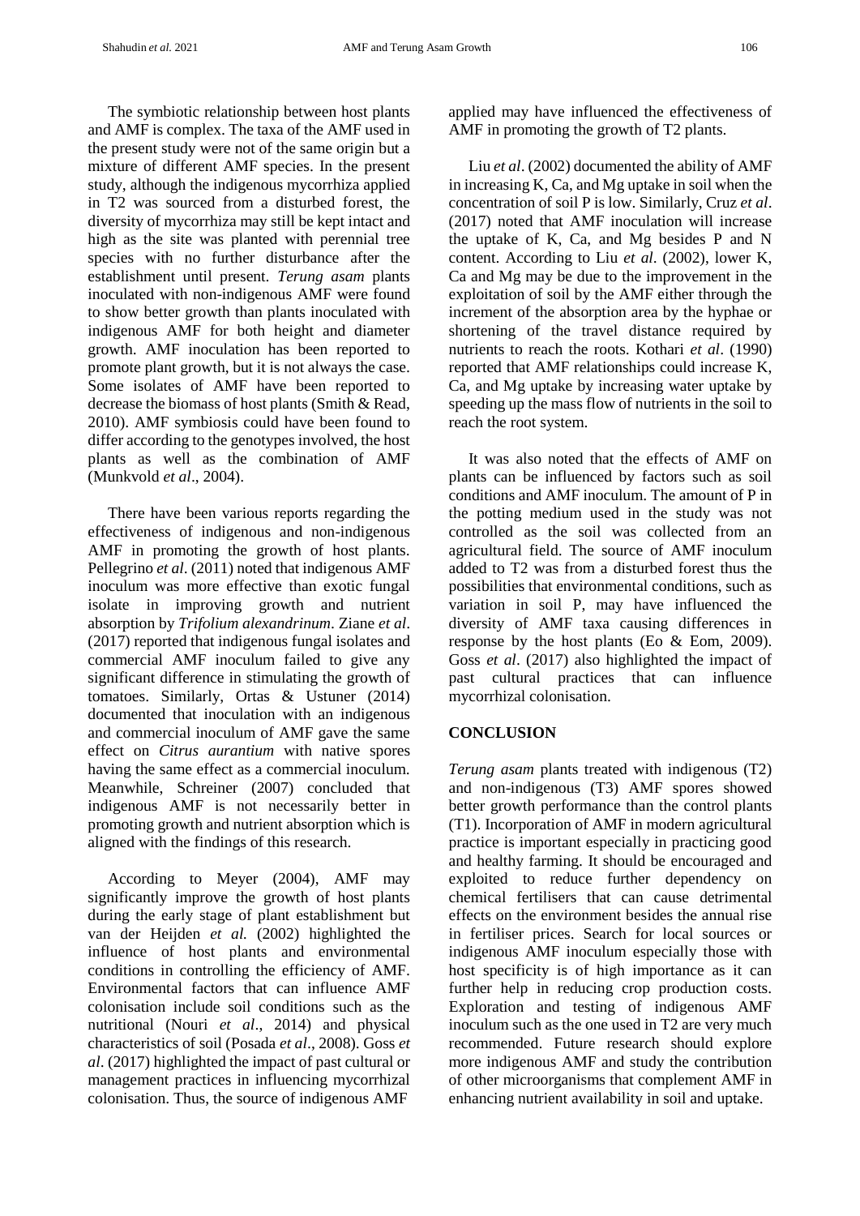The symbiotic relationship between host plants and AMF is complex. The taxa of the AMF used in the present study were not of the same origin but a mixture of different AMF species. In the present study, although the indigenous mycorrhiza applied in T2 was sourced from a disturbed forest, the diversity of mycorrhiza may still be kept intact and high as the site was planted with perennial tree species with no further disturbance after the establishment until present. *Terung asam* plants inoculated with non-indigenous AMF were found to show better growth than plants inoculated with indigenous AMF for both height and diameter growth. AMF inoculation has been reported to promote plant growth, but it is not always the case. Some isolates of AMF have been reported to decrease the biomass of host plants (Smith & Read, 2010). AMF symbiosis could have been found to differ according to the genotypes involved, the host plants as well as the combination of AMF (Munkvold *et al*., 2004).

There have been various reports regarding the effectiveness of indigenous and non-indigenous AMF in promoting the growth of host plants. Pellegrino *et al*. (2011) noted that indigenous AMF inoculum was more effective than exotic fungal isolate in improving growth and nutrient absorption by *Trifolium alexandrinum*. Ziane *et al*. (2017) reported that indigenous fungal isolates and commercial AMF inoculum failed to give any significant difference in stimulating the growth of tomatoes. Similarly, Ortas & Ustuner (2014) documented that inoculation with an indigenous and commercial inoculum of AMF gave the same effect on *Citrus aurantium* with native spores having the same effect as a commercial inoculum. Meanwhile, Schreiner (2007) concluded that indigenous AMF is not necessarily better in promoting growth and nutrient absorption which is aligned with the findings of this research.

According to Meyer (2004), AMF may significantly improve the growth of host plants during the early stage of plant establishment but van der Heijden *et al.* (2002) highlighted the influence of host plants and environmental conditions in controlling the efficiency of AMF. Environmental factors that can influence AMF colonisation include soil conditions such as the nutritional (Nouri *et al*., 2014) and physical characteristics of soil (Posada *et al*., 2008). Goss *et al*. (2017) highlighted the impact of past cultural or management practices in influencing mycorrhizal colonisation. Thus, the source of indigenous AMF applied may have influenced the effectiveness of AMF in promoting the growth of T2 plants.

Liu *et al*. (2002) documented the ability of AMF in increasing K, Ca, and Mg uptake in soil when the concentration of soil P is low. Similarly, Cruz *et al*. (2017) noted that AMF inoculation will increase the uptake of K, Ca, and Mg besides P and N content. According to Liu *et al*. (2002), lower K, Ca and Mg may be due to the improvement in the exploitation of soil by the AMF either through the increment of the absorption area by the hyphae or shortening of the travel distance required by nutrients to reach the roots. Kothari *et al*. (1990) reported that AMF relationships could increase K, Ca, and Mg uptake by increasing water uptake by speeding up the mass flow of nutrients in the soil to reach the root system.

It was also noted that the effects of AMF on plants can be influenced by factors such as soil conditions and AMF inoculum. The amount of P in the potting medium used in the study was not controlled as the soil was collected from an agricultural field. The source of AMF inoculum added to T2 was from a disturbed forest thus the possibilities that environmental conditions, such as variation in soil P, may have influenced the diversity of AMF taxa causing differences in response by the host plants (Eo & Eom, 2009). Goss *et al*. (2017) also highlighted the impact of past cultural practices that can influence mycorrhizal colonisation.

## CONCLUSION

*Terung asam* plants treated with indigenous (T2) and non-indigenous (T3) AMF spores showed better growth performance than the control plants (T1). Incorporation of AMF in modern agricultural practice is important especially in practicing good and healthy farming. It should be encouraged and exploited to reduce further dependency on chemical fertilisers that can cause detrimental effects on the environment besides the annual rise in fertiliser prices. Search for local sources or indigenous AMF inoculum especially those with host specificity is of high importance as it can further help in reducing crop production costs. Exploration and testing of indigenous AMF inoculum such as the one used in T2 are very much recommended. Future research should explore more indigenous AMF and study the contribution of other microorganisms that complement AMF in enhancing nutrient availability in soil and uptake.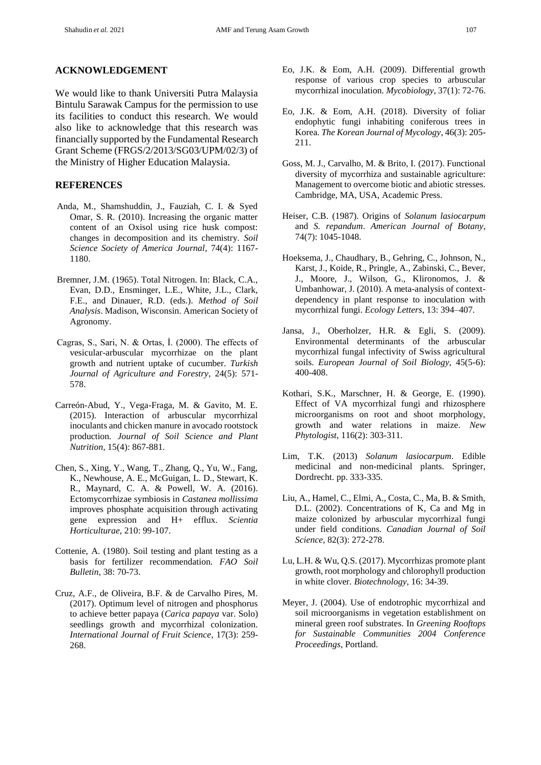## ACKNOWLEDGEMENT

We would like to thank Universiti Putra Malaysia Bintulu Sarawak Campus for the permission to use its facilities to conduct this research. We would also like to acknowledge that this research was financially supported by the Fundamental Research Grant Scheme (FRGS/2/2013/SG03/UPM/02/3) of the Ministry of Higher Education Malaysia.

## REFERENCES

Anda, M., Shamshuddin, J., Fauziah, C. I. & Syed Omar, S. R. (2010). Increasing the organic matter content of an Oxisol using rice husk compost: changes in decomposition and its chemistry. *Soil Science Society of America Journal*, 74(4): 1167-1180.

Bremner, J.M. (1965). Total Nitrogen. In: Black, C.A., Evan, D.D., Ensminger, L.E., White, J.L., Clark, F.E., and Dinauer, R.D. (eds.). *Method of Soil Analysis*. Madison, Wisconsin. American Society of Agronomy.

Cagras, S., Sari, N. & Ortas, İ. (2000). The effects of vesicular-arbuscular mycorrhizae on the plant growth and nutrient uptake of cucumber. *Turkish Journal of Agriculture and Forestry*, 24(5): 571-578.

Carreón-Abud, Y., Vega-Fraga, M. & Gavito, M. E. (2015). Interaction of arbuscular mycorrhizal inoculants and chicken manure in avocado rootstock production. *Journal of Soil Science and Plant Nutrition*, 15(4): 867-881.

Chen, S., Xing, Y., Wang, T., Zhang, Q., Yu, W., Fang, K., Newhouse, A. E., McGuigan, L. D., Stewart, K. R., Maynard, C. A. & Powell, W. A. (2016). Ectomycorrhizae symbiosis in *Castanea mollissima* improves phosphate acquisition through activating gene expression and H+ efflux. *Scientia Horticulturae*, 210: 99-107.

Cottenie, A. (1980). Soil testing and plant testing as a basis for fertilizer recommendation. *FAO Soil Bulletin*, 38: 70-73.

Cruz, A.F., de Oliveira, B.F. & de Carvalho Pires, M. (2017). Optimum level of nitrogen and phosphorus to achieve better papaya (*Carica papaya* var. Solo) seedlings growth and mycorrhizal colonization. *International Journal of Fruit Science*, 17(3): 259-268.

Eo, J.K. & Eom, A.H. (2009). Differential growth response of various crop species to arbuscular mycorrhizal inoculation. *Mycobiology*, 37(1): 72-76.

Eo, J.K. & Eom, A.H. (2018). Diversity of foliar endophytic fungi inhabiting coniferous trees in Korea. *The Korean Journal of Mycology*, 46(3): 205-211.

Goss, M. J., Carvalho, M. & Brito, I. (2017). Functional diversity of mycorrhiza and sustainable agriculture: Management to overcome biotic and abiotic stresses. Cambridge, MA, USA, Academic Press.

Heiser, C.B. (1987). Origins of *Solanum lasiocarpum* and *S. repandum*. *American Journal of Botany*, 74(7): 1045-1048.

Hoeksema, J., Chaudhary, B., Gehring, C., Johnson, N., Karst, J., Koide, R., Pringle, A., Zabinski, C., Bever, J., Moore, J., Wilson, G., Klironomos, J. & Umbanhowar, J. (2010). A meta-analysis of context-dependency in plant response to inoculation with mycorrhizal fungi. *Ecology Letters*, 13: 394–407.

Jansa, J., Oberholzer, H.R. & Egli, S. (2009). Environmental determinants of the arbuscular mycorrhizal fungal infectivity of Swiss agricultural soils. *European Journal of Soil Biology*, 45(5-6): 400-408.

Kothari, S.K., Marschner, H. & George, E. (1990). Effect of VA mycorrhizal fungi and rhizosphere microorganisms on root and shoot morphology, growth and water relations in maize. *New Phytologist*, 116(2): 303-311.

Lim, T.K. (2013) *Solanum lasiocarpum*. Edible medicinal and non-medicinal plants. Springer, Dordrecht. pp. 333-335.

Liu, A., Hamel, C., Elmi, A., Costa, C., Ma, B. & Smith, D.L. (2002). Concentrations of K, Ca and Mg in maize colonized by arbuscular mycorrhizal fungi under field conditions. *Canadian Journal of Soil Science*, 82(3): 272-278.

Lu, L.H. & Wu, Q.S. (2017). Mycorrhizas promote plant growth, root morphology and chlorophyll production in white clover. *Biotechnology*, 16: 34-39.

Meyer, J. (2004). Use of endotrophic mycorrhizal and soil microorganisms in vegetation establishment on mineral green roof substrates. In *Greening Rooftops for Sustainable Communities 2004 Conference Proceedings*, Portland.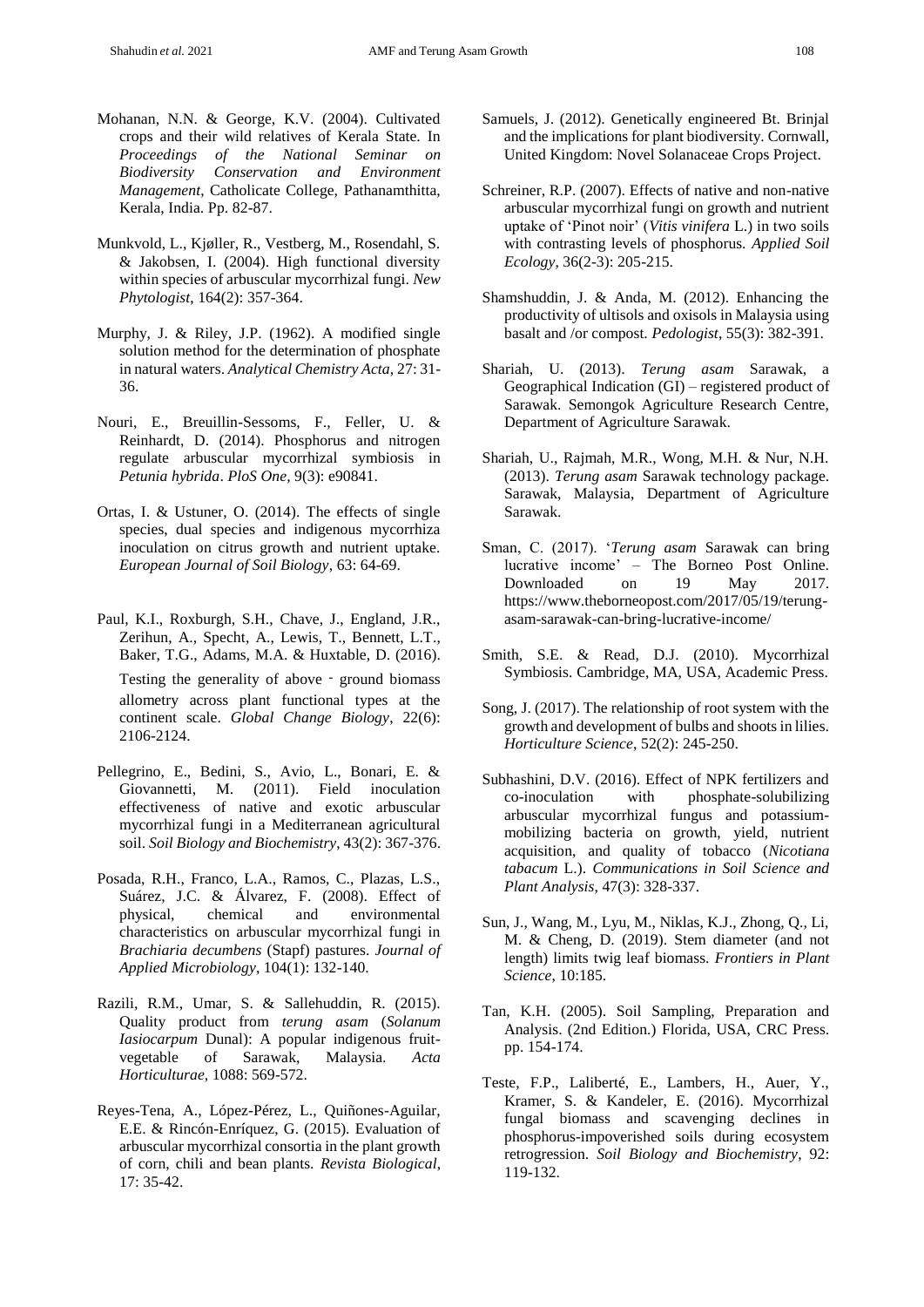Mohanan, N.N. & George, K.V. (2004). Cultivated crops and their wild relatives of Kerala State. In *Proceedings of the National Seminar on Biodiversity Conservation and Environment Management*, Catholicate College, Pathanamthitta, Kerala, India. Pp. 82-87.

Munkvold, L., Kjøller, R., Vestberg, M., Rosendahl, S. & Jakobsen, I. (2004). High functional diversity within species of arbuscular mycorrhizal fungi. *New Phytologist*, 164(2): 357-364.

Murphy, J. & Riley, J.P. (1962). A modified single solution method for the determination of phosphate in natural waters. *Analytical Chemistry Acta*, 27: 31-36.

Nouri, E., Breuillin-Sessoms, F., Feller, U. & Reinhardt, D. (2014). Phosphorus and nitrogen regulate arbuscular mycorrhizal symbiosis in *Petunia hybrida*. *PloS One*, 9(3): e90841.

Ortas, I. & Ustuner, O. (2014). The effects of single species, dual species and indigenous mycorrhiza inoculation on citrus growth and nutrient uptake. *European Journal of Soil Biology*, 63: 64-69.

Paul, K.I., Roxburgh, S.H., Chave, J., England, J.R., Zerihun, A., Specht, A., Lewis, T., Bennett, L.T., Baker, T.G., Adams, M.A. & Huxtable, D. (2016). Testing the generality of above - ground biomass allometry across plant functional types at the continent scale. *Global Change Biology*, 22(6): 2106-2124.

Pellegrino, E., Bedini, S., Avio, L., Bonari, E. & Giovannetti, M. (2011). Field inoculation effectiveness of native and exotic arbuscular mycorrhizal fungi in a Mediterranean agricultural soil. *Soil Biology and Biochemistry*, 43(2): 367-376.

Posada, R.H., Franco, L.A., Ramos, C., Plazas, L.S., Suárez, J.C. & Álvarez, F. (2008). Effect of physical, chemical and environmental characteristics on arbuscular mycorrhizal fungi in *Brachiaria decumbens* (Stapf) pastures. *Journal of Applied Microbiology*, 104(1): 132-140.

Razili, R.M., Umar, S. & Sallehuddin, R. (2015). Quality product from *terung asam* (*Solanum Iasiocarpum* Dunal): A popular indigenous fruit-vegetable of Sarawak, Malaysia. *Acta Horticulturae*, 1088: 569-572.

Reyes-Tena, A., López-Pérez, L., Quiñones-Aguilar, E.E. & Rincón-Enríquez, G. (2015). Evaluation of arbuscular mycorrhizal consortia in the plant growth of corn, chili and bean plants. *Revista Biological*, 17: 35-42.

Samuels, J. (2012). Genetically engineered Bt. Brinjal and the implications for plant biodiversity. Cornwall, United Kingdom: Novel Solanaceae Crops Project.

Schreiner, R.P. (2007). Effects of native and non-native arbuscular mycorrhizal fungi on growth and nutrient uptake of 'Pinot noir' (*Vitis vinifera* L.) in two soils with contrasting levels of phosphorus. *Applied Soil Ecology*, 36(2-3): 205-215.

Shamshuddin, J. & Anda, M. (2012). Enhancing the productivity of ultisols and oxisols in Malaysia using basalt and /or compost. *Pedologist*, 55(3): 382-391.

Shariah, U. (2013). *Terung asam* Sarawak, a Geographical Indication (GI) – registered product of Sarawak. Semongok Agriculture Research Centre, Department of Agriculture Sarawak.

Shariah, U., Rajmah, M.R., Wong, M.H. & Nur, N.H. (2013). *Terung asam* Sarawak technology package. Sarawak, Malaysia, Department of Agriculture Sarawak.

Sman, C. (2017). '*Terung asam* Sarawak can bring lucrative income' – The Borneo Post Online. Downloaded on 19 May 2017. https://www.theborneopost.com/2017/05/19/terung-asam-sarawak-can-bring-lucrative-income/

Smith, S.E. & Read, D.J. (2010). Mycorrhizal Symbiosis. Cambridge, MA, USA, Academic Press.

Song, J. (2017). The relationship of root system with the growth and development of bulbs and shoots in lilies. *Horticulture Science*, 52(2): 245-250.

Subhashini, D.V. (2016). Effect of NPK fertilizers and co-inoculation with phosphate-solubilizing arbuscular mycorrhizal fungus and potassium-mobilizing bacteria on growth, yield, nutrient acquisition, and quality of tobacco (*Nicotiana tabacum* L.). *Communications in Soil Science and Plant Analysis*, 47(3): 328-337.

Sun, J., Wang, M., Lyu, M., Niklas, K.J., Zhong, Q., Li, M. & Cheng, D. (2019). Stem diameter (and not length) limits twig leaf biomass. *Frontiers in Plant Science*, 10:185.

Tan, K.H. (2005). Soil Sampling, Preparation and Analysis. (2nd Edition.) Florida, USA, CRC Press. pp. 154-174.

Teste, F.P., Laliberté, E., Lambers, H., Auer, Y., Kramer, S. & Kandeler, E. (2016). Mycorrhizal fungal biomass and scavenging declines in phosphorus-impoverished soils during ecosystem retrogression. *Soil Biology and Biochemistry*, 92: 119-132.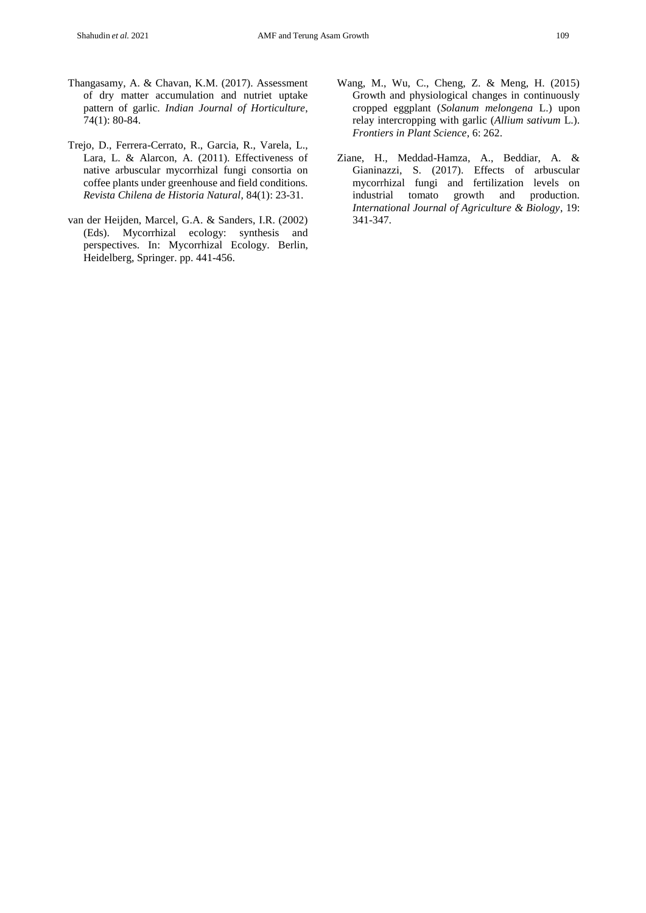Thangasamy, A. & Chavan, K.M. (2017). Assessment of dry matter accumulation and nutriet uptake pattern of garlic. *Indian Journal of Horticulture*, 74(1): 80-84.

Trejo, D., Ferrera-Cerrato, R., Garcia, R., Varela, L., Lara, L. & Alarcon, A. (2011). Effectiveness of native arbuscular mycorrhizal fungi consortia on coffee plants under greenhouse and field conditions. *Revista Chilena de Historia Natural*, 84(1): 23-31.

van der Heijden, Marcel, G.A. & Sanders, I.R. (2002) (Eds). Mycorrhizal ecology: synthesis and perspectives. In: Mycorrhizal Ecology. Berlin, Heidelberg, Springer. pp. 441-456.

Wang, M., Wu, C., Cheng, Z. & Meng, H. (2015) Growth and physiological changes in continuously cropped eggplant (*Solanum melongena* L.) upon relay intercropping with garlic (*Allium sativum* L.). *Frontiers in Plant Science*, 6: 262.

Ziane, H., Meddad-Hamza, A., Beddiar, A. & Gianinazzi, S. (2017). Effects of arbuscular mycorrhizal fungi and fertilization levels on industrial tomato growth and production. *International Journal of Agriculture & Biology*, 19: 341-347.